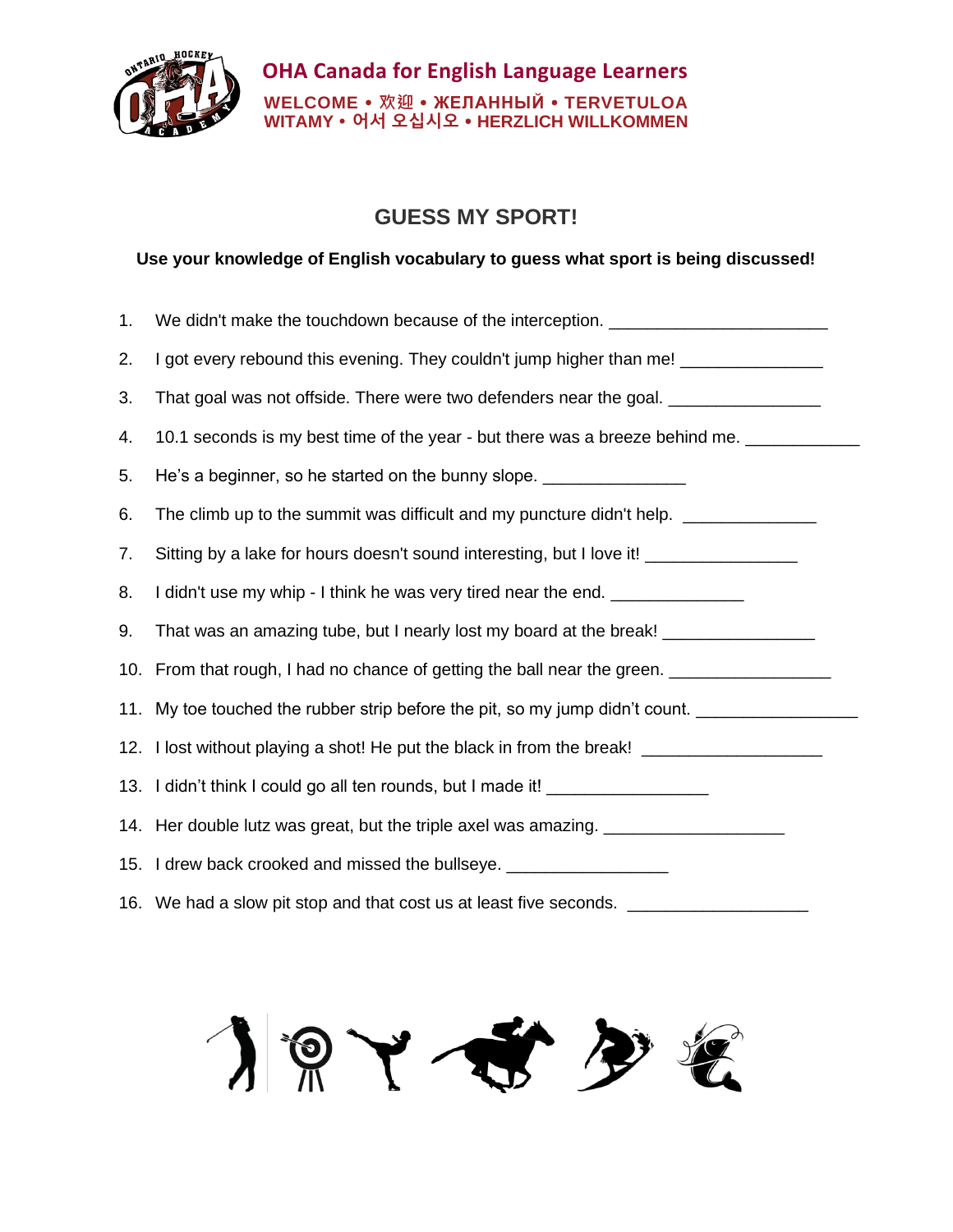**OHA Canada for English Language Learners**

**WELCOME • 欢迎 • ЖЕЛАННЫЙ • TERVETULOA**
**WITAMY • 어서 오십시오 • HERZLICH WILLKOMMEN**

## GUESS MY SPORT!

**Use your knowledge of English vocabulary to guess what sport is being discussed!**

1. We didn't make the touchdown because of the interception. ______________________
2. I got every rebound this evening. They couldn't jump higher than me! _______________
3. That goal was not offside. There were two defenders near the goal. ________________
4. 10.1 seconds is my best time of the year - but there was a breeze behind me. ___________
5. He's a beginner, so he started on the bunny slope. _______________
6. The climb up to the summit was difficult and my puncture didn't help. ______________
7. Sitting by a lake for hours doesn't sound interesting, but I love it! ________________
8. I didn't use my whip - I think he was very tired near the end. ______________
9. That was an amazing tube, but I nearly lost my board at the break! ________________
10. From that rough, I had no chance of getting the ball near the green. _________________
11. My toe touched the rubber strip before the pit, so my jump didn't count. _________________
12. I lost without playing a shot! He put the black in from the break! ___________________
13. I didn't think I could go all ten rounds, but I made it! _________________
14. Her double lutz was great, but the triple axel was amazing. ___________________
15. I drew back crooked and missed the bullseye. _________________
16. We had a slow pit stop and that cost us at least five seconds. ___________________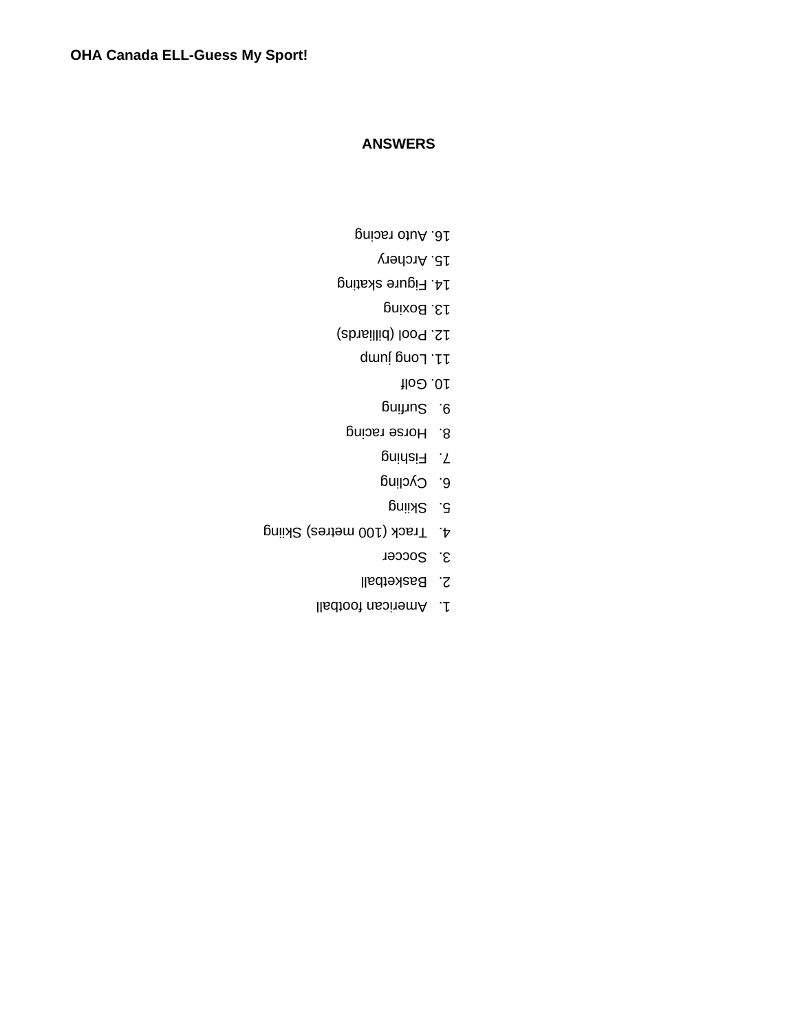**OHA Canada ELL-Guess My Sport!**

**ANSWERS**

1. American football
2. Basketball
3. Soccer
4. Track (100 metres) Skiing
5. Skiing
6. Cycling
7. Fishing
8. Horse racing
9. Surfing
10. Golf
11. Long jump
12. Pool (billiards)
13. Boxing
14. Figure skating
15. Archery
16. Auto racing